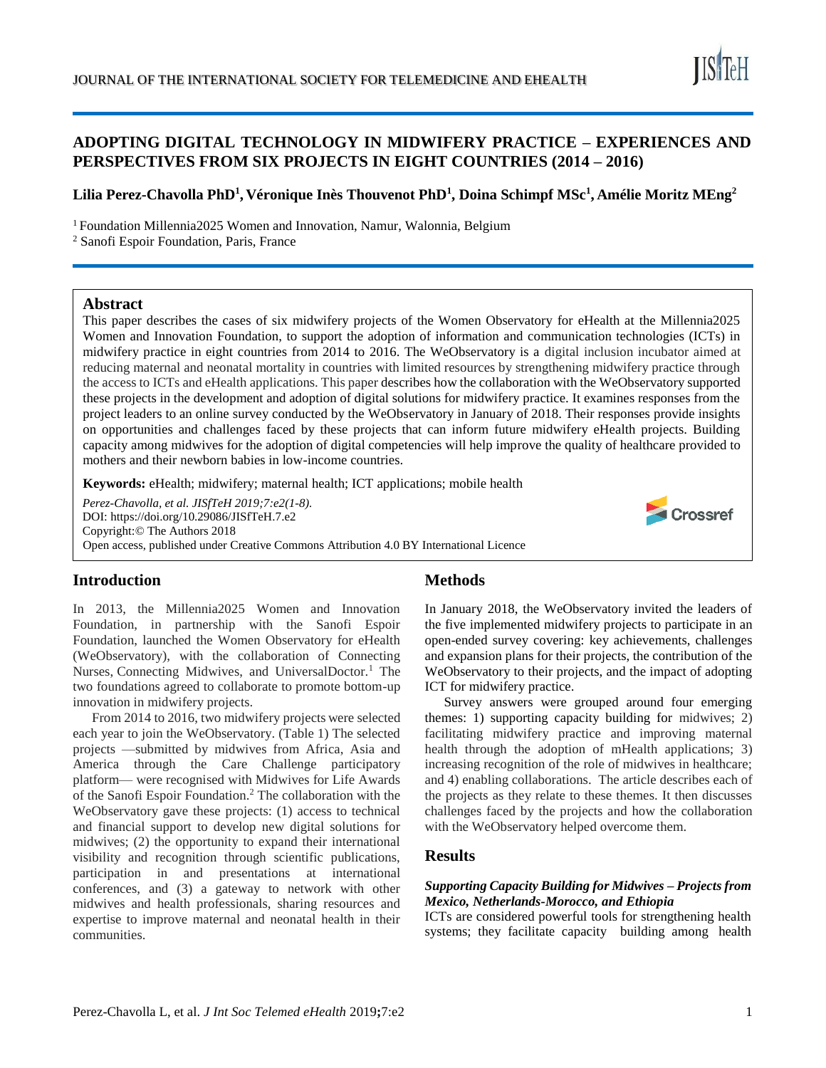# ADOPTING DIGITAL TECHNOLOGY IN MIDWIFERY PRACTICE – EXPERIENCES AND PERSPECTIVES FROM SIX PROJECTS IN EIGHT COUNTRIES (2014 – 2016)

**Lilia Perez-Chavolla PhD[1], Véronique Inès Thouvenot PhD[1], Doina Schimpf MSc[1], Amélie Moritz MEng[2]**

[1] Foundation Millennia2025 Women and Innovation, Namur, Walonnia, Belgium
[2] Sanofi Espoir Foundation, Paris, France

## Abstract

This paper describes the cases of six midwifery projects of the Women Observatory for eHealth at the Millennia2025 Women and Innovation Foundation, to support the adoption of information and communication technologies (ICTs) in midwifery practice in eight countries from 2014 to 2016. The WeObservatory is a digital inclusion incubator aimed at reducing maternal and neonatal mortality in countries with limited resources by strengthening midwifery practice through the access to ICTs and eHealth applications. This paper describes how the collaboration with the WeObservatory supported these projects in the development and adoption of digital solutions for midwifery practice. It examines responses from the project leaders to an online survey conducted by the WeObservatory in January of 2018. Their responses provide insights on opportunities and challenges faced by these projects that can inform future midwifery eHealth projects. Building capacity among midwives for the adoption of digital competencies will help improve the quality of healthcare provided to mothers and their newborn babies in low-income countries.

**Keywords:** eHealth; midwifery; maternal health; ICT applications; mobile health

*Perez-Chavolla, et al. JISfTeH 2019;7:e2(1-8).*
DOI: https://doi.org/10.29086/JISfTeH.7.e2
Copyright:© The Authors 2018
Open access, published under Creative Commons Attribution 4.0 BY International Licence

## Introduction

In 2013, the Millennia2025 Women and Innovation Foundation, in partnership with the Sanofi Espoir Foundation, launched the Women Observatory for eHealth (WeObservatory), with the collaboration of Connecting Nurses, Connecting Midwives, and UniversalDoctor.[1] The two foundations agreed to collaborate to promote bottom-up innovation in midwifery projects.

From 2014 to 2016, two midwifery projects were selected each year to join the WeObservatory. (Table 1) The selected projects —submitted by midwives from Africa, Asia and America through the Care Challenge participatory platform— were recognised with Midwives for Life Awards of the Sanofi Espoir Foundation.[2] The collaboration with the WeObservatory gave these projects: (1) access to technical and financial support to develop new digital solutions for midwives; (2) the opportunity to expand their international visibility and recognition through scientific publications, participation in and presentations at international conferences, and (3) a gateway to network with other midwives and health professionals, sharing resources and expertise to improve maternal and neonatal health in their communities.

## Methods

In January 2018, the WeObservatory invited the leaders of the five implemented midwifery projects to participate in an open-ended survey covering: key achievements, challenges and expansion plans for their projects, the contribution of the WeObservatory to their projects, and the impact of adopting ICT for midwifery practice.

Survey answers were grouped around four emerging themes: 1) supporting capacity building for midwives; 2) facilitating midwifery practice and improving maternal health through the adoption of mHealth applications; 3) increasing recognition of the role of midwives in healthcare; and 4) enabling collaborations. The article describes each of the projects as they relate to these themes. It then discusses challenges faced by the projects and how the collaboration with the WeObservatory helped overcome them.

## Results

### *Supporting Capacity Building for Midwives – Projects from Mexico, Netherlands-Morocco, and Ethiopia*

ICTs are considered powerful tools for strengthening health systems; they facilitate capacity building among health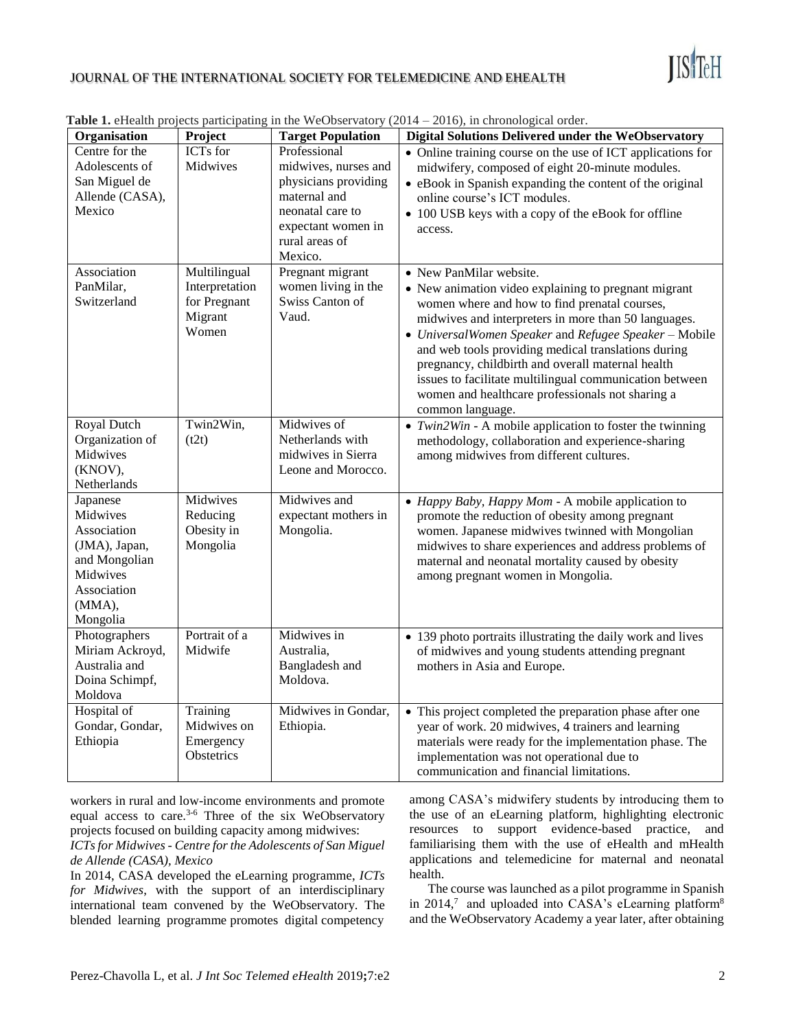**Table 1.** eHealth projects participating in the WeObservatory (2014 – 2016), in chronological order.

| Organisation | Project | Target Population | Digital Solutions Delivered under the WeObservatory |
|---|---|---|---|
| Centre for the Adolescents of San Miguel de Allende (CASA), Mexico | ICTs for Midwives | Professional midwives, nurses and physicians providing maternal and neonatal care to expectant women in rural areas of Mexico. | • Online training course on the use of ICT applications for midwifery, composed of eight 20-minute modules. • eBook in Spanish expanding the content of the original online course's ICT modules. • 100 USB keys with a copy of the eBook for offline access. |
| Association PanMilar, Switzerland | Multilingual Interpretation for Pregnant Migrant Women | Pregnant migrant women living in the Swiss Canton of Vaud. | • New PanMilar website. • New animation video explaining to pregnant migrant women where and how to find prenatal courses, midwives and interpreters in more than 50 languages. • *UniversalWomen Speaker* and *Refugee Speaker* – Mobile and web tools providing medical translations during pregnancy, childbirth and overall maternal health issues to facilitate multilingual communication between women and healthcare professionals not sharing a common language. |
| Royal Dutch Organization of Midwives (KNOV), Netherlands | Twin2Win, (t2t) | Midwives of Netherlands with midwives in Sierra Leone and Morocco. | • *Twin2Win* - A mobile application to foster the twinning methodology, collaboration and experience-sharing among midwives from different cultures. |
| Japanese Midwives Association (JMA), Japan, and Mongolian Midwives Association (MMA), Mongolia | Midwives Reducing Obesity in Mongolia | Midwives and expectant mothers in Mongolia. | • *Happy Baby, Happy Mom* - A mobile application to promote the reduction of obesity among pregnant women. Japanese midwives twinned with Mongolian midwives to share experiences and address problems of maternal and neonatal mortality caused by obesity among pregnant women in Mongolia. |
| Photographers Miriam Ackroyd, Australia and Doina Schimpf, Moldova | Portrait of a Midwife | Midwives in Australia, Bangladesh and Moldova. | • 139 photo portraits illustrating the daily work and lives of midwives and young students attending pregnant mothers in Asia and Europe. |
| Hospital of Gondar, Gondar, Ethiopia | Training Midwives on Emergency Obstetrics | Midwives in Gondar, Ethiopia. | • This project completed the preparation phase after one year of work. 20 midwives, 4 trainers and learning materials were ready for the implementation phase. The implementation was not operational due to communication and financial limitations. |

workers in rural and low-income environments and promote equal access to care.[3-6] Three of the six WeObservatory projects focused on building capacity among midwives:

*ICTs for Midwives - Centre for the Adolescents of San Miguel de Allende (CASA), Mexico*

In 2014, CASA developed the eLearning programme, *ICTs for Midwives*, with the support of an interdisciplinary international team convened by the WeObservatory. The blended learning programme promotes digital competency among CASA's midwifery students by introducing them to the use of an eLearning platform, highlighting electronic resources to support evidence-based practice, and familiarising them with the use of eHealth and mHealth applications and telemedicine for maternal and neonatal health.

The course was launched as a pilot programme in Spanish in 2014,[7] and uploaded into CASA's eLearning platform[8] and the WeObservatory Academy a year later, after obtaining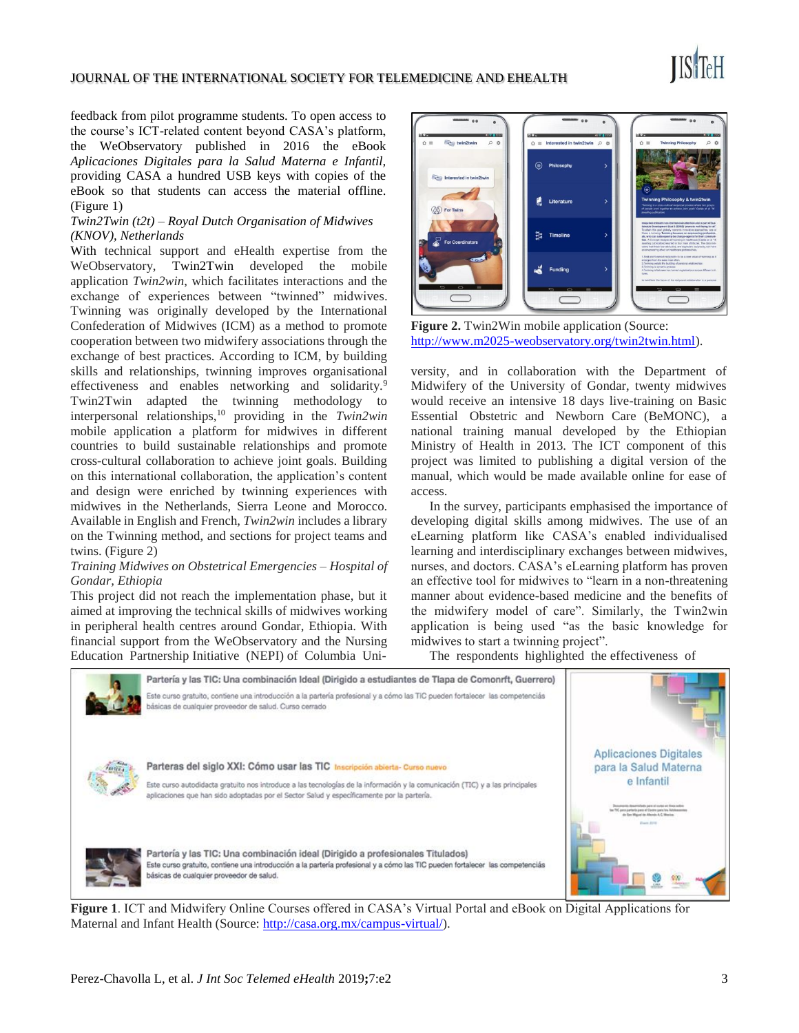feedback from pilot programme students. To open access to the course's ICT-related content beyond CASA's platform, the WeObservatory published in 2016 the eBook *Aplicaciones Digitales para la Salud Materna e Infantil*, providing CASA a hundred USB keys with copies of the eBook so that students can access the material offline. (Figure 1)

*Twin2Twin (t2t) – Royal Dutch Organisation of Midwives (KNOV), Netherlands*

With technical support and eHealth expertise from the WeObservatory, Twin2Twin developed the mobile application *Twin2win*, which facilitates interactions and the exchange of experiences between "twinned" midwives. Twinning was originally developed by the International Confederation of Midwives (ICM) as a method to promote cooperation between two midwifery associations through the exchange of best practices. According to ICM, by building skills and relationships, twinning improves organisational effectiveness and enables networking and solidarity.[9] Twin2Twin adapted the twinning methodology to interpersonal relationships,[10] providing in the *Twin2win* mobile application a platform for midwives in different countries to build sustainable relationships and promote cross-cultural collaboration to achieve joint goals. Building on this international collaboration, the application's content and design were enriched by twinning experiences with midwives in the Netherlands, Sierra Leone and Morocco. Available in English and French, *Twin2win* includes a library on the Twinning method, and sections for project teams and twins. (Figure 2)

*Training Midwives on Obstetrical Emergencies – Hospital of Gondar, Ethiopia*

This project did not reach the implementation phase, but it aimed at improving the technical skills of midwives working in peripheral health centres around Gondar, Ethiopia. With financial support from the WeObservatory and the Nursing Education Partnership Initiative (NEPI) of Columbia University, and in collaboration with the Department of Midwifery of the University of Gondar, twenty midwives would receive an intensive 18 days live-training on Basic Essential Obstetric and Newborn Care (BeMONC), a national training manual developed by the Ethiopian Ministry of Health in 2013. The ICT component of this project was limited to publishing a digital version of the manual, which would be made available online for ease of access.

**Figure 2.** Twin2Win mobile application (Source: http://www.m2025-weobservatory.org/twin2twin.html).

In the survey, participants emphasised the importance of developing digital skills among midwives. The use of an eLearning platform like CASA's enabled individualised learning and interdisciplinary exchanges between midwives, nurses, and doctors. CASA's eLearning platform has proven an effective tool for midwives to "learn in a non-threatening manner about evidence-based medicine and the benefits of the midwifery model of care". Similarly, the Twin2win application is being used "as the basic knowledge for midwives to start a twinning project".

The respondents highlighted the effectiveness of

**Figure 1**. ICT and Midwifery Online Courses offered in CASA's Virtual Portal and eBook on Digital Applications for Maternal and Infant Health (Source: http://casa.org.mx/campus-virtual/).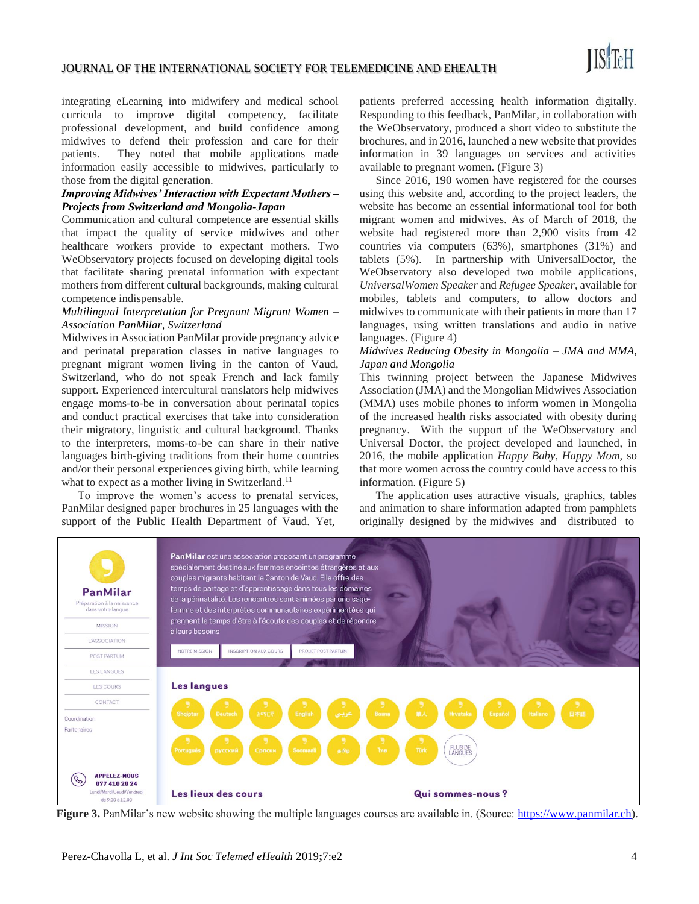integrating eLearning into midwifery and medical school curricula to improve digital competency, facilitate professional development, and build confidence among midwives to defend their profession and care for their patients. They noted that mobile applications made information easily accessible to midwives, particularly to those from the digital generation.

***Improving Midwives' Interaction with Expectant Mothers – Projects from Switzerland and Mongolia-Japan***

Communication and cultural competence are essential skills that impact the quality of service midwives and other healthcare workers provide to expectant mothers. Two WeObservatory projects focused on developing digital tools that facilitate sharing prenatal information with expectant mothers from different cultural backgrounds, making cultural competence indispensable.

*Multilingual Interpretation for Pregnant Migrant Women – Association PanMilar, Switzerland*

Midwives in Association PanMilar provide pregnancy advice and perinatal preparation classes in native languages to pregnant migrant women living in the canton of Vaud, Switzerland, who do not speak French and lack family support. Experienced intercultural translators help midwives engage moms-to-be in conversation about perinatal topics and conduct practical exercises that take into consideration their migratory, linguistic and cultural background. Thanks to the interpreters, moms-to-be can share in their native languages birth-giving traditions from their home countries and/or their personal experiences giving birth, while learning what to expect as a mother living in Switzerland.[11]

To improve the women's access to prenatal services, PanMilar designed paper brochures in 25 languages with the support of the Public Health Department of Vaud. Yet, patients preferred accessing health information digitally. Responding to this feedback, PanMilar, in collaboration with the WeObservatory, produced a short video to substitute the brochures, and in 2016, launched a new website that provides information in 39 languages on services and activities available to pregnant women. (Figure 3)

Since 2016, 190 women have registered for the courses using this website and, according to the project leaders, the website has become an essential informational tool for both migrant women and midwives. As of March of 2018, the website had registered more than 2,900 visits from 42 countries via computers (63%), smartphones (31%) and tablets (5%). In partnership with UniversalDoctor, the WeObservatory also developed two mobile applications, *UniversalWomen Speaker* and *Refugee Speaker*, available for mobiles, tablets and computers, to allow doctors and midwives to communicate with their patients in more than 17 languages, using written translations and audio in native languages. (Figure 4)

*Midwives Reducing Obesity in Mongolia – JMA and MMA, Japan and Mongolia*

This twinning project between the Japanese Midwives Association (JMA) and the Mongolian Midwives Association (MMA) uses mobile phones to inform women in Mongolia of the increased health risks associated with obesity during pregnancy. With the support of the WeObservatory and Universal Doctor, the project developed and launched, in 2016, the mobile application *Happy Baby, Happy Mom,* so that more women across the country could have access to this information. (Figure 5)

The application uses attractive visuals, graphics, tables and animation to share information adapted from pamphlets originally designed by the midwives and distributed to

**Figure 3.** PanMilar's new website showing the multiple languages courses are available in. (Source: https://www.panmilar.ch).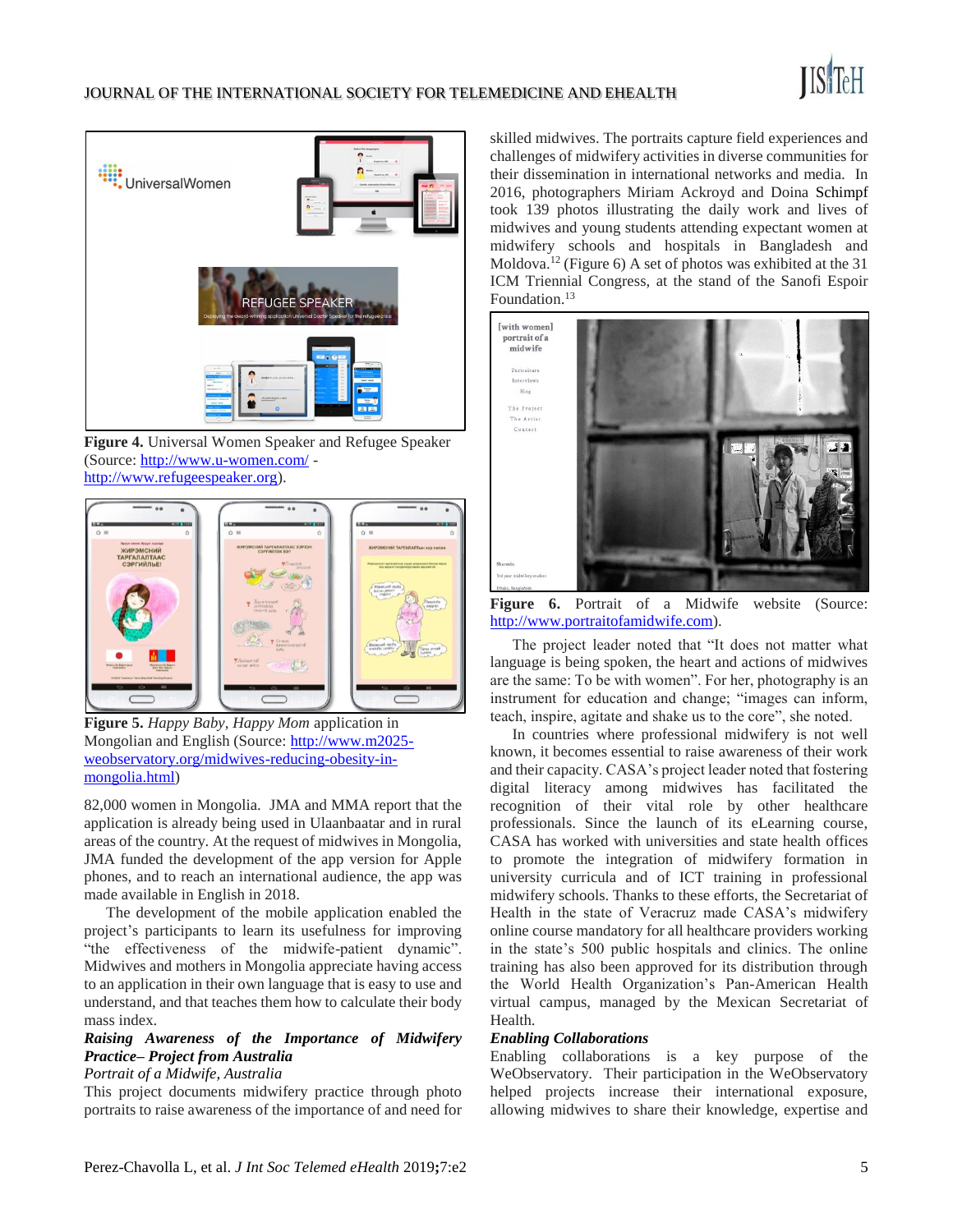Figure 4. Universal Women Speaker and Refugee Speaker (Source: http://www.u-women.com/ - http://www.refugeespeaker.org).

Figure 5. *Happy Baby, Happy Mom* application in Mongolian and English (Source: http://www.m2025-weobservatory.org/midwives-reducing-obesity-in-mongolia.html)

82,000 women in Mongolia. JMA and MMA report that the application is already being used in Ulaanbaatar and in rural areas of the country. At the request of midwives in Mongolia, JMA funded the development of the app version for Apple phones, and to reach an international audience, the app was made available in English in 2018.

The development of the mobile application enabled the project's participants to learn its usefulness for improving "the effectiveness of the midwife-patient dynamic". Midwives and mothers in Mongolia appreciate having access to an application in their own language that is easy to use and understand, and that teaches them how to calculate their body mass index.

***Raising Awareness of the Importance of Midwifery Practice– Project from Australia***

*Portrait of a Midwife, Australia*

This project documents midwifery practice through photo portraits to raise awareness of the importance of and need for skilled midwives. The portraits capture field experiences and challenges of midwifery activities in diverse communities for their dissemination in international networks and media. In 2016, photographers Miriam Ackroyd and Doina Schimpf took 139 photos illustrating the daily work and lives of midwives and young students attending expectant women at midwifery schools and hospitals in Bangladesh and Moldova.[12] (Figure 6) A set of photos was exhibited at the 31 ICM Triennial Congress, at the stand of the Sanofi Espoir Foundation.[13]

Figure 6. Portrait of a Midwife website (Source: http://www.portraitofamidwife.com).

The project leader noted that "It does not matter what language is being spoken, the heart and actions of midwives are the same: To be with women". For her, photography is an instrument for education and change; "images can inform, teach, inspire, agitate and shake us to the core", she noted.

In countries where professional midwifery is not well known, it becomes essential to raise awareness of their work and their capacity. CASA's project leader noted that fostering digital literacy among midwives has facilitated the recognition of their vital role by other healthcare professionals. Since the launch of its eLearning course, CASA has worked with universities and state health offices to promote the integration of midwifery formation in university curricula and of ICT training in professional midwifery schools. Thanks to these efforts, the Secretariat of Health in the state of Veracruz made CASA's midwifery online course mandatory for all healthcare providers working in the state's 500 public hospitals and clinics. The online training has also been approved for its distribution through the World Health Organization's Pan-American Health virtual campus, managed by the Mexican Secretariat of Health.

***Enabling Collaborations***

Enabling collaborations is a key purpose of the WeObservatory. Their participation in the WeObservatory helped projects increase their international exposure, allowing midwives to share their knowledge, expertise and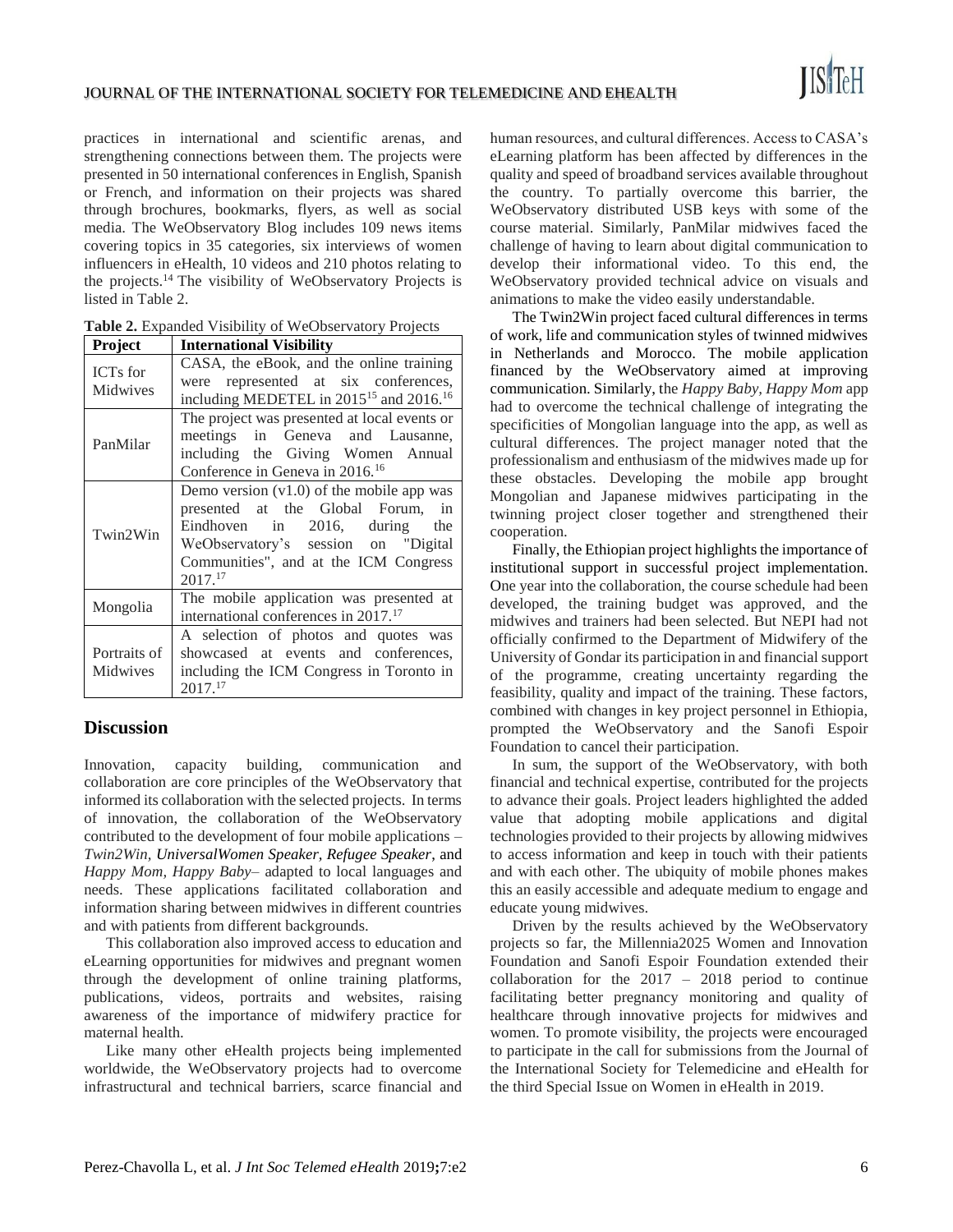practices in international and scientific arenas, and strengthening connections between them. The projects were presented in 50 international conferences in English, Spanish or French, and information on their projects was shared through brochures, bookmarks, flyers, as well as social media. The WeObservatory Blog includes 109 news items covering topics in 35 categories, six interviews of women influencers in eHealth, 10 videos and 210 photos relating to the projects.[14] The visibility of WeObservatory Projects is listed in Table 2.

**Table 2.** Expanded Visibility of WeObservatory Projects

| Project | International Visibility |
| --- | --- |
| ICTs for Midwives | CASA, the eBook, and the online training were represented at six conferences, including MEDETEL in 2015[15] and 2016.[16] |
| PanMilar | The project was presented at local events or meetings in Geneva and Lausanne, including the Giving Women Annual Conference in Geneva in 2016.[16] |
| Twin2Win | Demo version (v1.0) of the mobile app was presented at the Global Forum, in Eindhoven in 2016, during the WeObservatory's session on "Digital Communities", and at the ICM Congress 2017.[17] |
| Mongolia | The mobile application was presented at international conferences in 2017.[17] |
| Portraits of Midwives | A selection of photos and quotes was showcased at events and conferences, including the ICM Congress in Toronto in 2017.[17] |

## Discussion

Innovation, capacity building, communication and collaboration are core principles of the WeObservatory that informed its collaboration with the selected projects. In terms of innovation, the collaboration of the WeObservatory contributed to the development of four mobile applications – *Twin2Win*, *UniversalWomen Speaker*, *Refugee Speaker*, and *Happy Mom, Happy Baby*– adapted to local languages and needs. These applications facilitated collaboration and information sharing between midwives in different countries and with patients from different backgrounds.

This collaboration also improved access to education and eLearning opportunities for midwives and pregnant women through the development of online training platforms, publications, videos, portraits and websites, raising awareness of the importance of midwifery practice for maternal health.

Like many other eHealth projects being implemented worldwide, the WeObservatory projects had to overcome infrastructural and technical barriers, scarce financial and human resources, and cultural differences. Access to CASA's eLearning platform has been affected by differences in the quality and speed of broadband services available throughout the country. To partially overcome this barrier, the WeObservatory distributed USB keys with some of the course material. Similarly, PanMilar midwives faced the challenge of having to learn about digital communication to develop their informational video. To this end, the WeObservatory provided technical advice on visuals and animations to make the video easily understandable.

The Twin2Win project faced cultural differences in terms of work, life and communication styles of twinned midwives in Netherlands and Morocco. The mobile application financed by the WeObservatory aimed at improving communication. Similarly, the *Happy Baby, Happy Mom* app had to overcome the technical challenge of integrating the specificities of Mongolian language into the app, as well as cultural differences. The project manager noted that the professionalism and enthusiasm of the midwives made up for these obstacles. Developing the mobile app brought Mongolian and Japanese midwives participating in the twinning project closer together and strengthened their cooperation.

Finally, the Ethiopian project highlights the importance of institutional support in successful project implementation. One year into the collaboration, the course schedule had been developed, the training budget was approved, and the midwives and trainers had been selected. But NEPI had not officially confirmed to the Department of Midwifery of the University of Gondar its participation in and financial support of the programme, creating uncertainty regarding the feasibility, quality and impact of the training. These factors, combined with changes in key project personnel in Ethiopia, prompted the WeObservatory and the Sanofi Espoir Foundation to cancel their participation.

In sum, the support of the WeObservatory, with both financial and technical expertise, contributed for the projects to advance their goals. Project leaders highlighted the added value that adopting mobile applications and digital technologies provided to their projects by allowing midwives to access information and keep in touch with their patients and with each other. The ubiquity of mobile phones makes this an easily accessible and adequate medium to engage and educate young midwives.

Driven by the results achieved by the WeObservatory projects so far, the Millennia2025 Women and Innovation Foundation and Sanofi Espoir Foundation extended their collaboration for the 2017 – 2018 period to continue facilitating better pregnancy monitoring and quality of healthcare through innovative projects for midwives and women. To promote visibility, the projects were encouraged to participate in the call for submissions from the Journal of the International Society for Telemedicine and eHealth for the third Special Issue on Women in eHealth in 2019.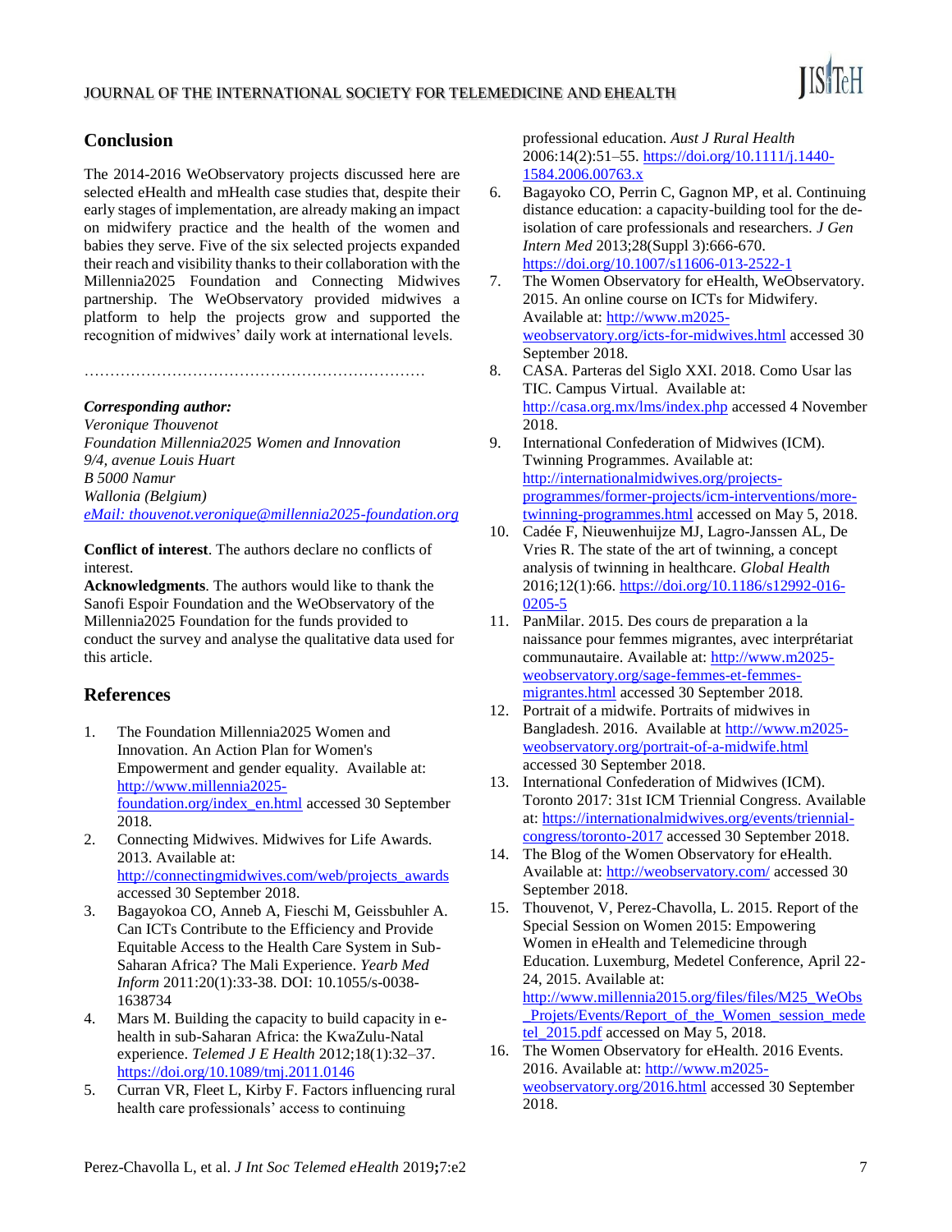## Conclusion

The 2014-2016 WeObservatory projects discussed here are selected eHealth and mHealth case studies that, despite their early stages of implementation, are already making an impact on midwifery practice and the health of the women and babies they serve. Five of the six selected projects expanded their reach and visibility thanks to their collaboration with the Millennia2025 Foundation and Connecting Midwives partnership. The WeObservatory provided midwives a platform to help the projects grow and supported the recognition of midwives' daily work at international levels.

…………………………………………………………

***Corresponding author:***
*Veronique Thouvenot*
*Foundation Millennia2025 Women and Innovation*
*9/4, avenue Louis Huart*
*B 5000 Namur*
*Wallonia (Belgium)*
*eMail: thouvenot.veronique@millennia2025-foundation.org*

**Conflict of interest**. The authors declare no conflicts of interest.

**Acknowledgments**. The authors would like to thank the Sanofi Espoir Foundation and the WeObservatory of the Millennia2025 Foundation for the funds provided to conduct the survey and analyse the qualitative data used for this article.

## References

1. The Foundation Millennia2025 Women and Innovation. An Action Plan for Women's Empowerment and gender equality. Available at: http://www.millennia2025-foundation.org/index_en.html accessed 30 September 2018.
2. Connecting Midwives. Midwives for Life Awards. 2013. Available at: http://connectingmidwives.com/web/projects_awards accessed 30 September 2018.
3. Bagayokoa CO, Anneb A, Fieschi M, Geissbuhler A. Can ICTs Contribute to the Efficiency and Provide Equitable Access to the Health Care System in Sub-Saharan Africa? The Mali Experience. *Yearb Med Inform* 2011:20(1):33-38. DOI: 10.1055/s-0038-1638734
4. Mars M. Building the capacity to build capacity in e-health in sub-Saharan Africa: the KwaZulu-Natal experience. *Telemed J E Health* 2012;18(1):32–37. https://doi.org/10.1089/tmj.2011.0146
5. Curran VR, Fleet L, Kirby F. Factors influencing rural health care professionals' access to continuing professional education. *Aust J Rural Health* 2006:14(2):51–55. https://doi.org/10.1111/j.1440-1584.2006.00763.x
6. Bagayoko CO, Perrin C, Gagnon MP, et al. Continuing distance education: a capacity-building tool for the de-isolation of care professionals and researchers. *J Gen Intern Med* 2013;28(Suppl 3):666-670. https://doi.org/10.1007/s11606-013-2522-1
7. The Women Observatory for eHealth, WeObservatory. 2015. An online course on ICTs for Midwifery. Available at: http://www.m2025-weobservatory.org/icts-for-midwives.html accessed 30 September 2018.
8. CASA. Parteras del Siglo XXI. 2018. Como Usar las TIC. Campus Virtual. Available at: http://casa.org.mx/lms/index.php accessed 4 November 2018.
9. International Confederation of Midwives (ICM). Twinning Programmes. Available at: http://internationalmidwives.org/projects-programmes/former-projects/icm-interventions/more-twinning-programmes.html accessed on May 5, 2018.
10. Cadée F, Nieuwenhuijze MJ, Lagro-Janssen AL, De Vries R. The state of the art of twinning, a concept analysis of twinning in healthcare. *Global Health* 2016;12(1):66. https://doi.org/10.1186/s12992-016-0205-5
11. PanMilar. 2015. Des cours de preparation a la naissance pour femmes migrantes, avec interprétariat communautaire. Available at: http://www.m2025-weobservatory.org/sage-femmes-et-femmes-migrantes.html accessed 30 September 2018.
12. Portrait of a midwife. Portraits of midwives in Bangladesh. 2016. Available at http://www.m2025-weobservatory.org/portrait-of-a-midwife.html accessed 30 September 2018.
13. International Confederation of Midwives (ICM). Toronto 2017: 31st ICM Triennial Congress. Available at: https://internationalmidwives.org/events/triennial-congress/toronto-2017 accessed 30 September 2018.
14. The Blog of the Women Observatory for eHealth. Available at: http://weobservatory.com/ accessed 30 September 2018.
15. Thouvenot, V, Perez-Chavolla, L. 2015. Report of the Special Session on Women 2015: Empowering Women in eHealth and Telemedicine through Education. Luxemburg, Medetel Conference, April 22-24, 2015. Available at: http://www.millennia2015.org/files/files/M25_WeObs_Projets/Events/Report_of_the_Women_session_medetel_2015.pdf accessed on May 5, 2018.
16. The Women Observatory for eHealth. 2016 Events. 2016. Available at: http://www.m2025-weobservatory.org/2016.html accessed 30 September 2018.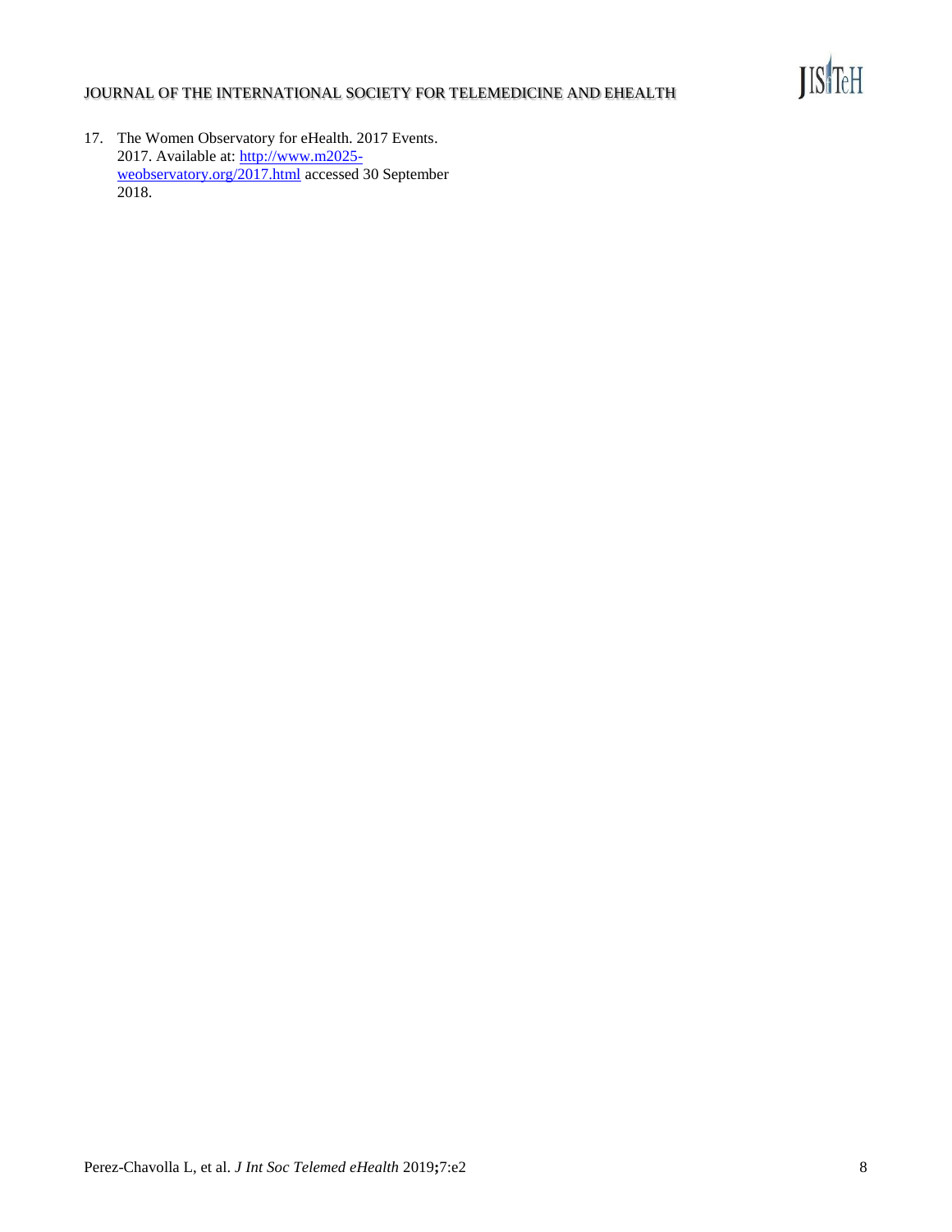17. The Women Observatory for eHealth. 2017 Events. 2017. Available at: http://www.m2025-weobservatory.org/2017.html accessed 30 September 2018.